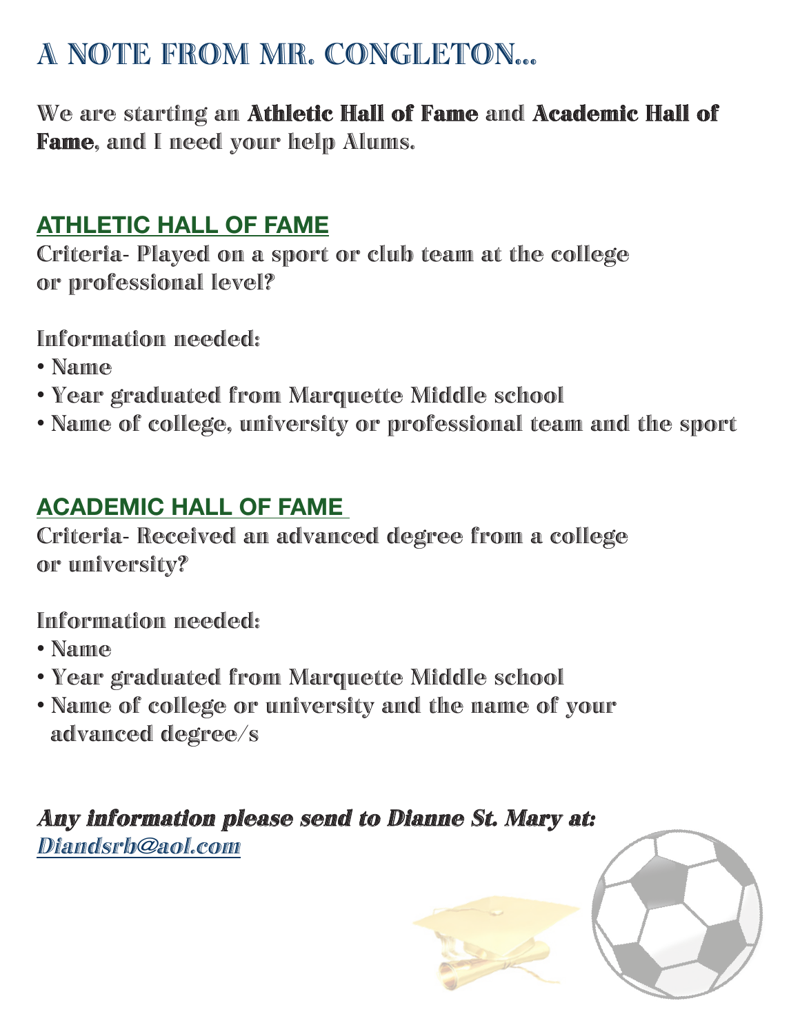# A NOTE FROM MR. CONGLETON...

**We are starting an Athletic Hall of Fame and Academic Hall of Fame, and I need your help Alums.**

## ATHLETIC HALL OF FAME

**Criteria- Played on a sport or club team at the college or professional level?**

**Information needed:**

- **Name**
- **Year graduated from Marquette Middle school**
- **Name of college, university or professional team and the sport**

## ACADEMIC HALL OF FAME

**Criteria- Received an advanced degree from a college or university?**

**Information needed:**

- **Name**
- **Year graduated from Marquette Middle school**
- **Name of college or university and the name of your advanced degree/s**

***Any information please send to Dianne St. Mary at:***
***Diandsrb@aol.com***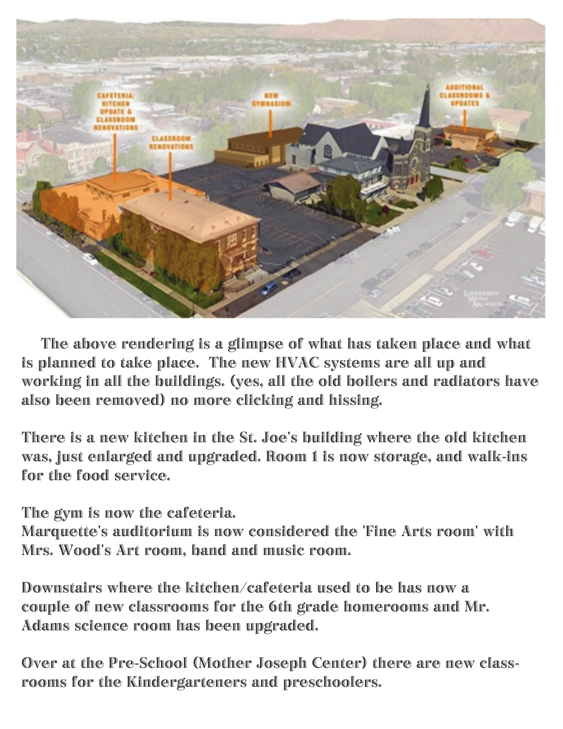The above rendering is a glimpse of what has taken place and what is planned to take place. The new HVAC systems are all up and working in all the buildings. (yes, all the old boilers and radiators have also been removed) no more clicking and hissing.

There is a new kitchen in the St. Joe's building where the old kitchen was, just enlarged and upgraded. Room 1 is now storage, and walk-ins for the food service.

The gym is now the cafeteria.
Marquette's auditorium is now considered the 'Fine Arts room' with Mrs. Wood's Art room, band and music room.

Downstairs where the kitchen/cafeteria used to be has now a couple of new classrooms for the 6th grade homerooms and Mr. Adams science room has been upgraded.

Over at the Pre-School (Mother Joseph Center) there are new classrooms for the Kindergarteners and preschoolers.